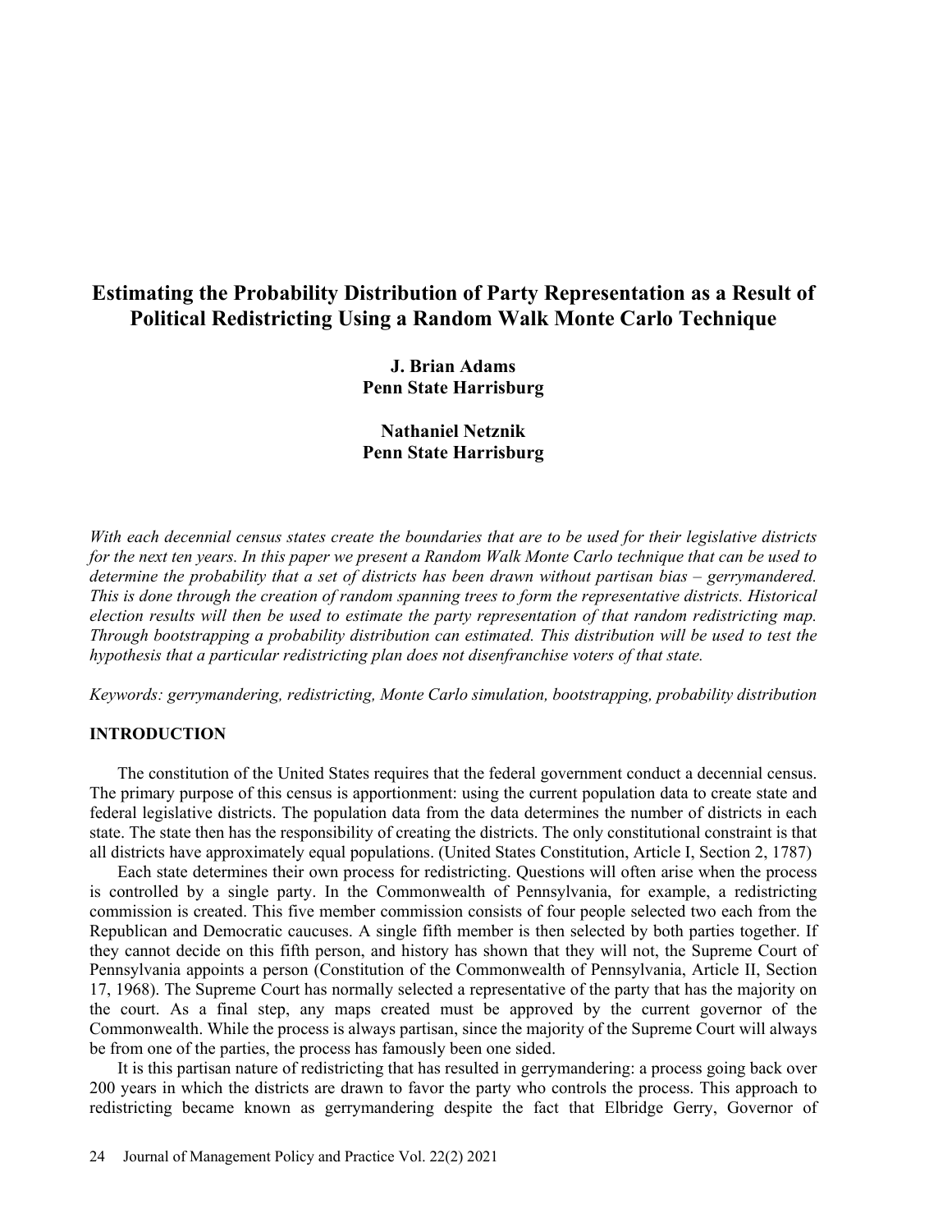# Estimating the Probability Distribution of Party Representation as a Result of Political Redistricting Using a Random Walk Monte Carlo Technique

**J. Brian Adams**
**Penn State Harrisburg**

**Nathaniel Netznik**
**Penn State Harrisburg**

*With each decennial census states create the boundaries that are to be used for their legislative districts for the next ten years. In this paper we present a Random Walk Monte Carlo technique that can be used to determine the probability that a set of districts has been drawn without partisan bias – gerrymandered. This is done through the creation of random spanning trees to form the representative districts. Historical election results will then be used to estimate the party representation of that random redistricting map. Through bootstrapping a probability distribution can estimated. This distribution will be used to test the hypothesis that a particular redistricting plan does not disenfranchise voters of that state.*

*Keywords: gerrymandering, redistricting, Monte Carlo simulation, bootstrapping, probability distribution*

## INTRODUCTION

The constitution of the United States requires that the federal government conduct a decennial census. The primary purpose of this census is apportionment: using the current population data to create state and federal legislative districts. The population data from the data determines the number of districts in each state. The state then has the responsibility of creating the districts. The only constitutional constraint is that all districts have approximately equal populations. (United States Constitution, Article I, Section 2, 1787)

Each state determines their own process for redistricting. Questions will often arise when the process is controlled by a single party. In the Commonwealth of Pennsylvania, for example, a redistricting commission is created. This five member commission consists of four people selected two each from the Republican and Democratic caucuses. A single fifth member is then selected by both parties together. If they cannot decide on this fifth person, and history has shown that they will not, the Supreme Court of Pennsylvania appoints a person (Constitution of the Commonwealth of Pennsylvania, Article II, Section 17, 1968). The Supreme Court has normally selected a representative of the party that has the majority on the court. As a final step, any maps created must be approved by the current governor of the Commonwealth. While the process is always partisan, since the majority of the Supreme Court will always be from one of the parties, the process has famously been one sided.

It is this partisan nature of redistricting that has resulted in gerrymandering: a process going back over 200 years in which the districts are drawn to favor the party who controls the process. This approach to redistricting became known as gerrymandering despite the fact that Elbridge Gerry, Governor of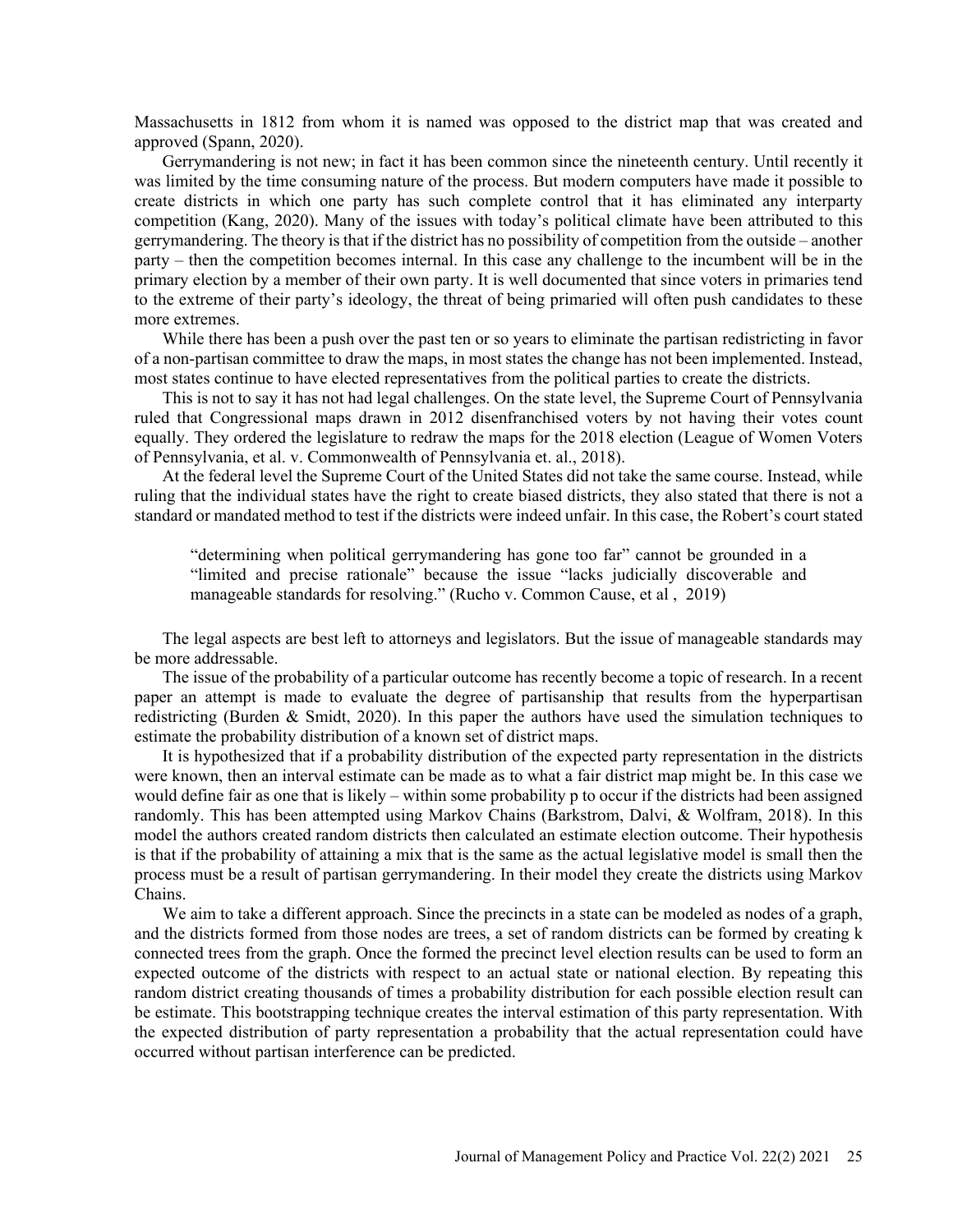Massachusetts in 1812 from whom it is named was opposed to the district map that was created and approved (Spann, 2020).

Gerrymandering is not new; in fact it has been common since the nineteenth century. Until recently it was limited by the time consuming nature of the process. But modern computers have made it possible to create districts in which one party has such complete control that it has eliminated any interparty competition (Kang, 2020). Many of the issues with today's political climate have been attributed to this gerrymandering. The theory is that if the district has no possibility of competition from the outside – another party – then the competition becomes internal. In this case any challenge to the incumbent will be in the primary election by a member of their own party. It is well documented that since voters in primaries tend to the extreme of their party's ideology, the threat of being primaried will often push candidates to these more extremes.

While there has been a push over the past ten or so years to eliminate the partisan redistricting in favor of a non-partisan committee to draw the maps, in most states the change has not been implemented. Instead, most states continue to have elected representatives from the political parties to create the districts.

This is not to say it has not had legal challenges. On the state level, the Supreme Court of Pennsylvania ruled that Congressional maps drawn in 2012 disenfranchised voters by not having their votes count equally. They ordered the legislature to redraw the maps for the 2018 election (League of Women Voters of Pennsylvania, et al. v. Commonwealth of Pennsylvania et. al., 2018).

At the federal level the Supreme Court of the United States did not take the same course. Instead, while ruling that the individual states have the right to create biased districts, they also stated that there is not a standard or mandated method to test if the districts were indeed unfair. In this case, the Robert's court stated

> "determining when political gerrymandering has gone too far" cannot be grounded in a "limited and precise rationale" because the issue "lacks judicially discoverable and manageable standards for resolving." (Rucho v. Common Cause, et al , 2019)

The legal aspects are best left to attorneys and legislators. But the issue of manageable standards may be more addressable.

The issue of the probability of a particular outcome has recently become a topic of research. In a recent paper an attempt is made to evaluate the degree of partisanship that results from the hyperpartisan redistricting (Burden & Smidt, 2020). In this paper the authors have used the simulation techniques to estimate the probability distribution of a known set of district maps.

It is hypothesized that if a probability distribution of the expected party representation in the districts were known, then an interval estimate can be made as to what a fair district map might be. In this case we would define fair as one that is likely – within some probability p to occur if the districts had been assigned randomly. This has been attempted using Markov Chains (Barkstrom, Dalvi, & Wolfram, 2018). In this model the authors created random districts then calculated an estimate election outcome. Their hypothesis is that if the probability of attaining a mix that is the same as the actual legislative model is small then the process must be a result of partisan gerrymandering. In their model they create the districts using Markov Chains.

We aim to take a different approach. Since the precincts in a state can be modeled as nodes of a graph, and the districts formed from those nodes are trees, a set of random districts can be formed by creating k connected trees from the graph. Once the formed the precinct level election results can be used to form an expected outcome of the districts with respect to an actual state or national election. By repeating this random district creating thousands of times a probability distribution for each possible election result can be estimate. This bootstrapping technique creates the interval estimation of this party representation. With the expected distribution of party representation a probability that the actual representation could have occurred without partisan interference can be predicted.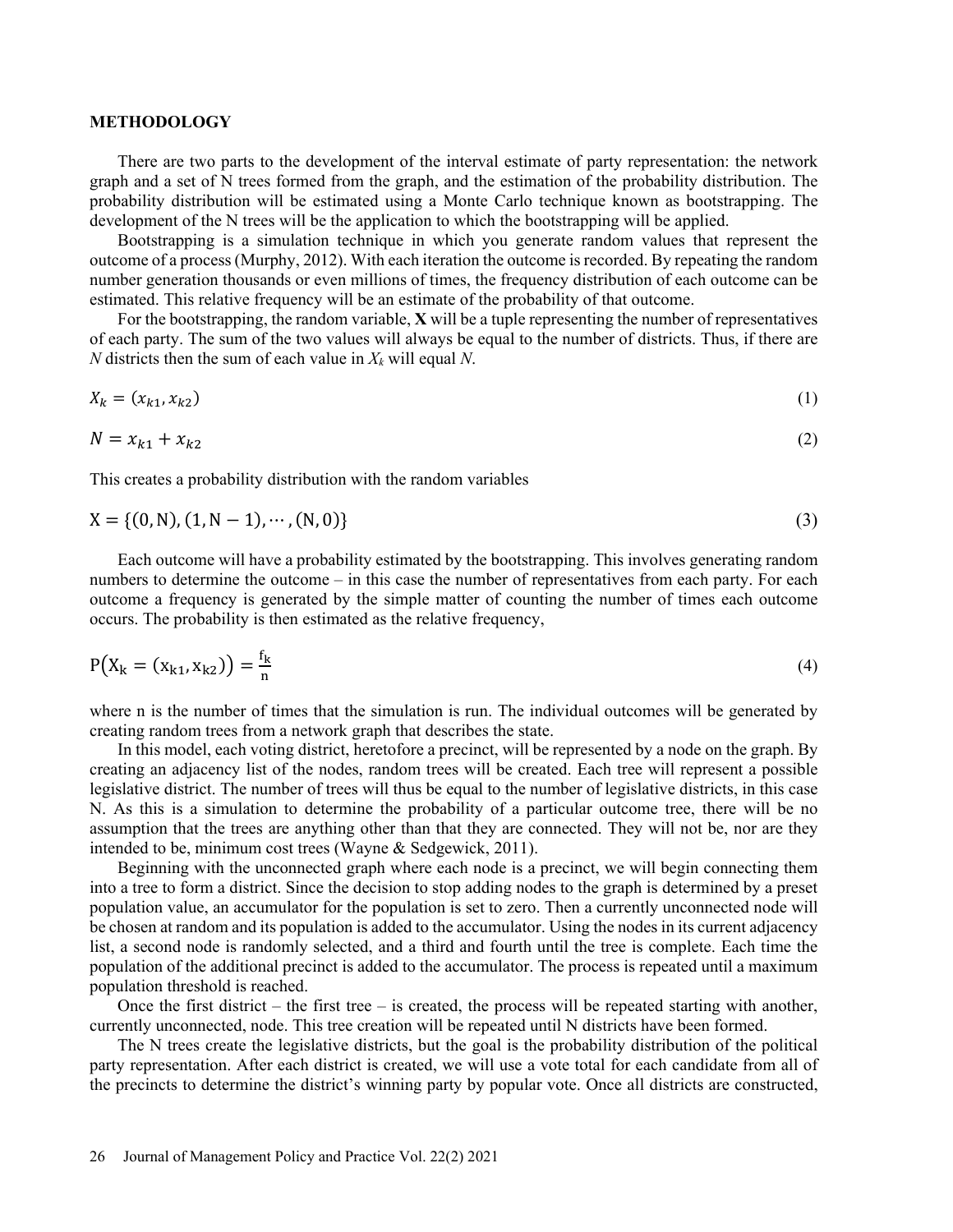## METHODOLOGY

There are two parts to the development of the interval estimate of party representation: the network graph and a set of N trees formed from the graph, and the estimation of the probability distribution. The probability distribution will be estimated using a Monte Carlo technique known as bootstrapping. The development of the N trees will be the application to which the bootstrapping will be applied.

Bootstrapping is a simulation technique in which you generate random values that represent the outcome of a process (Murphy, 2012). With each iteration the outcome is recorded. By repeating the random number generation thousands or even millions of times, the frequency distribution of each outcome can be estimated. This relative frequency will be an estimate of the probability of that outcome.

For the bootstrapping, the random variable, **X** will be a tuple representing the number of representatives of each party. The sum of the two values will always be equal to the number of districts. Thus, if there are *N* districts then the sum of each value in $X_k$ will equal *N*.

$$X_k = (x_{k1}, x_{k2}) \tag{1}$$

$$N = x_{k1} + x_{k2} \tag{2}$$

This creates a probability distribution with the random variables

$$\mathrm{X} = \{(0, \mathrm{N}), (1, \mathrm{N} - 1), \cdots, (\mathrm{N}, 0)\} \tag{3}$$

Each outcome will have a probability estimated by the bootstrapping. This involves generating random numbers to determine the outcome – in this case the number of representatives from each party. For each outcome a frequency is generated by the simple matter of counting the number of times each outcome occurs. The probability is then estimated as the relative frequency,

$$\mathrm{P}\big(\mathrm{X_k} = (\mathrm{x_{k1}}, \mathrm{x_{k2}})\big) = \frac{\mathrm{f_k}}{\mathrm{n}} \tag{4}$$

where n is the number of times that the simulation is run. The individual outcomes will be generated by creating random trees from a network graph that describes the state.

In this model, each voting district, heretofore a precinct, will be represented by a node on the graph. By creating an adjacency list of the nodes, random trees will be created. Each tree will represent a possible legislative district. The number of trees will thus be equal to the number of legislative districts, in this case N. As this is a simulation to determine the probability of a particular outcome tree, there will be no assumption that the trees are anything other than that they are connected. They will not be, nor are they intended to be, minimum cost trees (Wayne & Sedgewick, 2011).

Beginning with the unconnected graph where each node is a precinct, we will begin connecting them into a tree to form a district. Since the decision to stop adding nodes to the graph is determined by a preset population value, an accumulator for the population is set to zero. Then a currently unconnected node will be chosen at random and its population is added to the accumulator. Using the nodes in its current adjacency list, a second node is randomly selected, and a third and fourth until the tree is complete. Each time the population of the additional precinct is added to the accumulator. The process is repeated until a maximum population threshold is reached.

Once the first district – the first tree – is created, the process will be repeated starting with another, currently unconnected, node. This tree creation will be repeated until N districts have been formed.

The N trees create the legislative districts, but the goal is the probability distribution of the political party representation. After each district is created, we will use a vote total for each candidate from all of the precincts to determine the district's winning party by popular vote. Once all districts are constructed,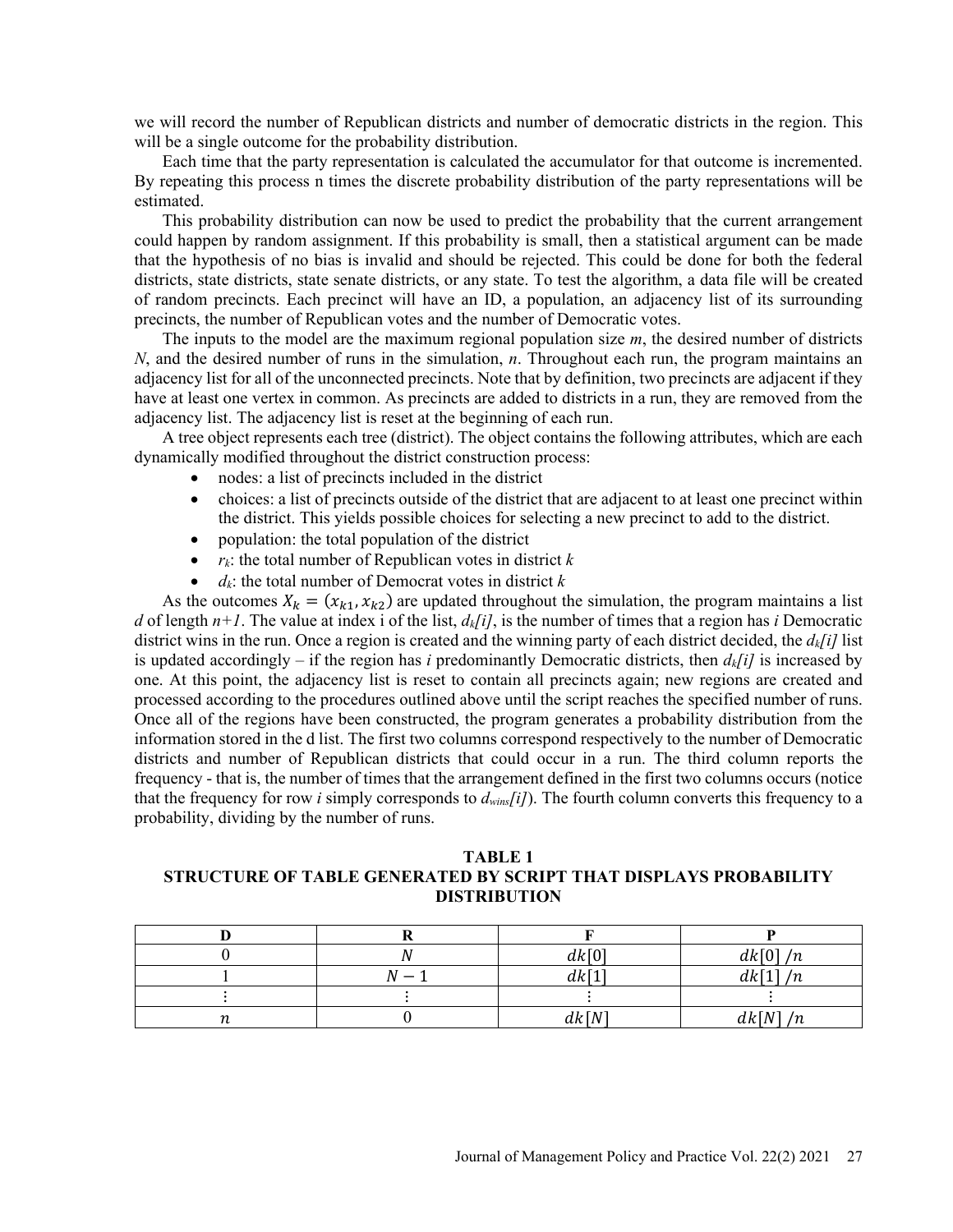we will record the number of Republican districts and number of democratic districts in the region. This will be a single outcome for the probability distribution.

Each time that the party representation is calculated the accumulator for that outcome is incremented. By repeating this process n times the discrete probability distribution of the party representations will be estimated.

This probability distribution can now be used to predict the probability that the current arrangement could happen by random assignment. If this probability is small, then a statistical argument can be made that the hypothesis of no bias is invalid and should be rejected. This could be done for both the federal districts, state districts, state senate districts, or any state. To test the algorithm, a data file will be created of random precincts. Each precinct will have an ID, a population, an adjacency list of its surrounding precincts, the number of Republican votes and the number of Democratic votes.

The inputs to the model are the maximum regional population size *m*, the desired number of districts *N*, and the desired number of runs in the simulation, *n*. Throughout each run, the program maintains an adjacency list for all of the unconnected precincts. Note that by definition, two precincts are adjacent if they have at least one vertex in common. As precincts are added to districts in a run, they are removed from the adjacency list. The adjacency list is reset at the beginning of each run.

A tree object represents each tree (district). The object contains the following attributes, which are each dynamically modified throughout the district construction process:

- nodes: a list of precincts included in the district
- choices: a list of precincts outside of the district that are adjacent to at least one precinct within the district. This yields possible choices for selecting a new precinct to add to the district.
- population: the total population of the district
- $r_k$: the total number of Republican votes in district *k*
- $d_k$: the total number of Democrat votes in district *k*

As the outcomes $X_k = (x_{k1}, x_{k2})$ are updated throughout the simulation, the program maintains a list *d* of length *n+1*. The value at index i of the list, $d_k[i]$, is the number of times that a region has *i* Democratic district wins in the run. Once a region is created and the winning party of each district decided, the $d_k[i]$ list is updated accordingly – if the region has *i* predominantly Democratic districts, then $d_k[i]$ is increased by one. At this point, the adjacency list is reset to contain all precincts again; new regions are created and processed according to the procedures outlined above until the script reaches the specified number of runs. Once all of the regions have been constructed, the program generates a probability distribution from the information stored in the d list. The first two columns correspond respectively to the number of Democratic districts and number of Republican districts that could occur in a run. The third column reports the frequency - that is, the number of times that the arrangement defined in the first two columns occurs (notice that the frequency for row *i* simply corresponds to $d_{wins}[i]$). The fourth column converts this frequency to a probability, dividing by the number of runs.

**TABLE 1**
**STRUCTURE OF TABLE GENERATED BY SCRIPT THAT DISPLAYS PROBABILITY DISTRIBUTION**

| D | R | F | P |
|---|---|---|---|
| 0 | $N$ | $dk[0]$ | $dk[0]\ /n$ |
| 1 | $N-1$ | $dk[1]$ | $dk[1]\ /n$ |
| ⋮ | ⋮ | ⋮ | ⋮ |
| $n$ | 0 | $dk[N]$ | $dk[N]\ /n$ |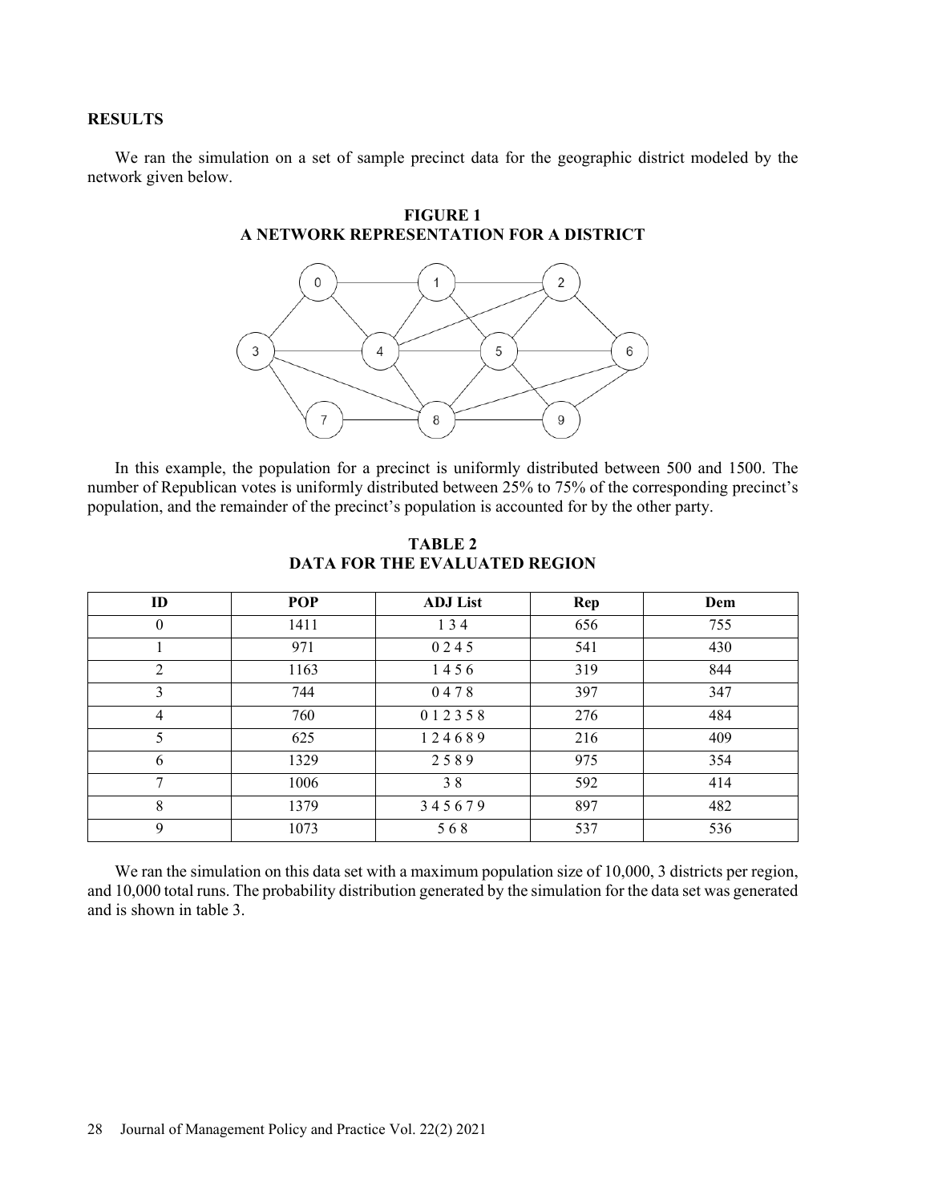## RESULTS

We ran the simulation on a set of sample precinct data for the geographic district modeled by the network given below.

**FIGURE 1**
**A NETWORK REPRESENTATION FOR A DISTRICT**

In this example, the population for a precinct is uniformly distributed between 500 and 1500. The number of Republican votes is uniformly distributed between 25% to 75% of the corresponding precinct's population, and the remainder of the precinct's population is accounted for by the other party.

**TABLE 2**
**DATA FOR THE EVALUATED REGION**

| ID | POP | ADJ List | Rep | Dem |
|---|---|---|---|---|
| 0 | 1411 | 1 3 4 | 656 | 755 |
| 1 | 971 | 0 2 4 5 | 541 | 430 |
| 2 | 1163 | 1 4 5 6 | 319 | 844 |
| 3 | 744 | 0 4 7 8 | 397 | 347 |
| 4 | 760 | 0 1 2 3 5 8 | 276 | 484 |
| 5 | 625 | 1 2 4 6 8 9 | 216 | 409 |
| 6 | 1329 | 2 5 8 9 | 975 | 354 |
| 7 | 1006 | 3 8 | 592 | 414 |
| 8 | 1379 | 3 4 5 6 7 9 | 897 | 482 |
| 9 | 1073 | 5 6 8 | 537 | 536 |

We ran the simulation on this data set with a maximum population size of 10,000, 3 districts per region, and 10,000 total runs. The probability distribution generated by the simulation for the data set was generated and is shown in table 3.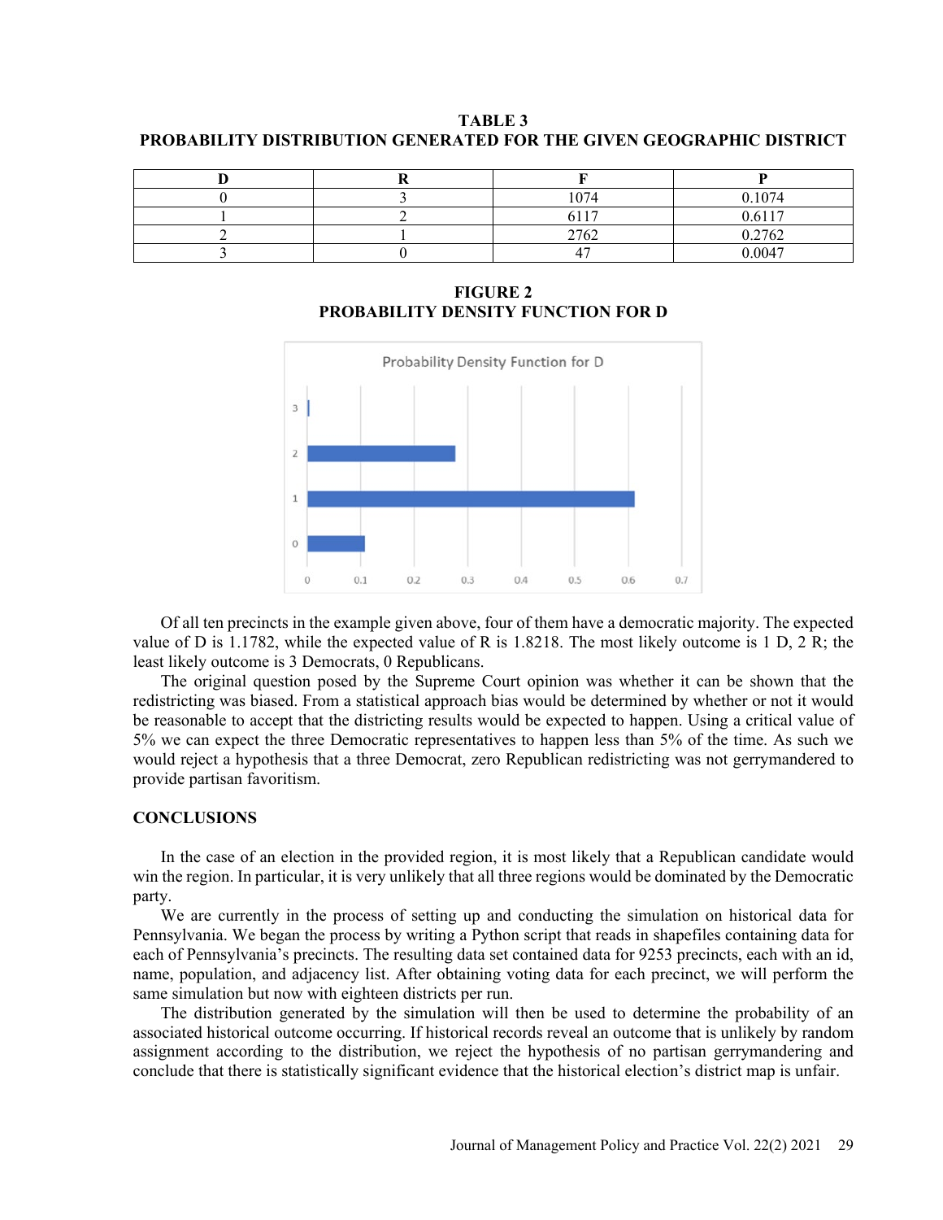**TABLE 3**
**PROBABILITY DISTRIBUTION GENERATED FOR THE GIVEN GEOGRAPHIC DISTRICT**

| D | R | F | P |
|---|---|---|---|
| 0 | 3 | 1074 | 0.1074 |
| 1 | 2 | 6117 | 0.6117 |
| 2 | 1 | 2762 | 0.2762 |
| 3 | 0 | 47 | 0.0047 |

**FIGURE 2**
**PROBABILITY DENSITY FUNCTION FOR D**

Of all ten precincts in the example given above, four of them have a democratic majority. The expected value of D is 1.1782, while the expected value of R is 1.8218. The most likely outcome is 1 D, 2 R; the least likely outcome is 3 Democrats, 0 Republicans.

The original question posed by the Supreme Court opinion was whether it can be shown that the redistricting was biased. From a statistical approach bias would be determined by whether or not it would be reasonable to accept that the districting results would be expected to happen. Using a critical value of 5% we can expect the three Democratic representatives to happen less than 5% of the time. As such we would reject a hypothesis that a three Democrat, zero Republican redistricting was not gerrymandered to provide partisan favoritism.

## CONCLUSIONS

In the case of an election in the provided region, it is most likely that a Republican candidate would win the region. In particular, it is very unlikely that all three regions would be dominated by the Democratic party.

We are currently in the process of setting up and conducting the simulation on historical data for Pennsylvania. We began the process by writing a Python script that reads in shapefiles containing data for each of Pennsylvania's precincts. The resulting data set contained data for 9253 precincts, each with an id, name, population, and adjacency list. After obtaining voting data for each precinct, we will perform the same simulation but now with eighteen districts per run.

The distribution generated by the simulation will then be used to determine the probability of an associated historical outcome occurring. If historical records reveal an outcome that is unlikely by random assignment according to the distribution, we reject the hypothesis of no partisan gerrymandering and conclude that there is statistically significant evidence that the historical election's district map is unfair.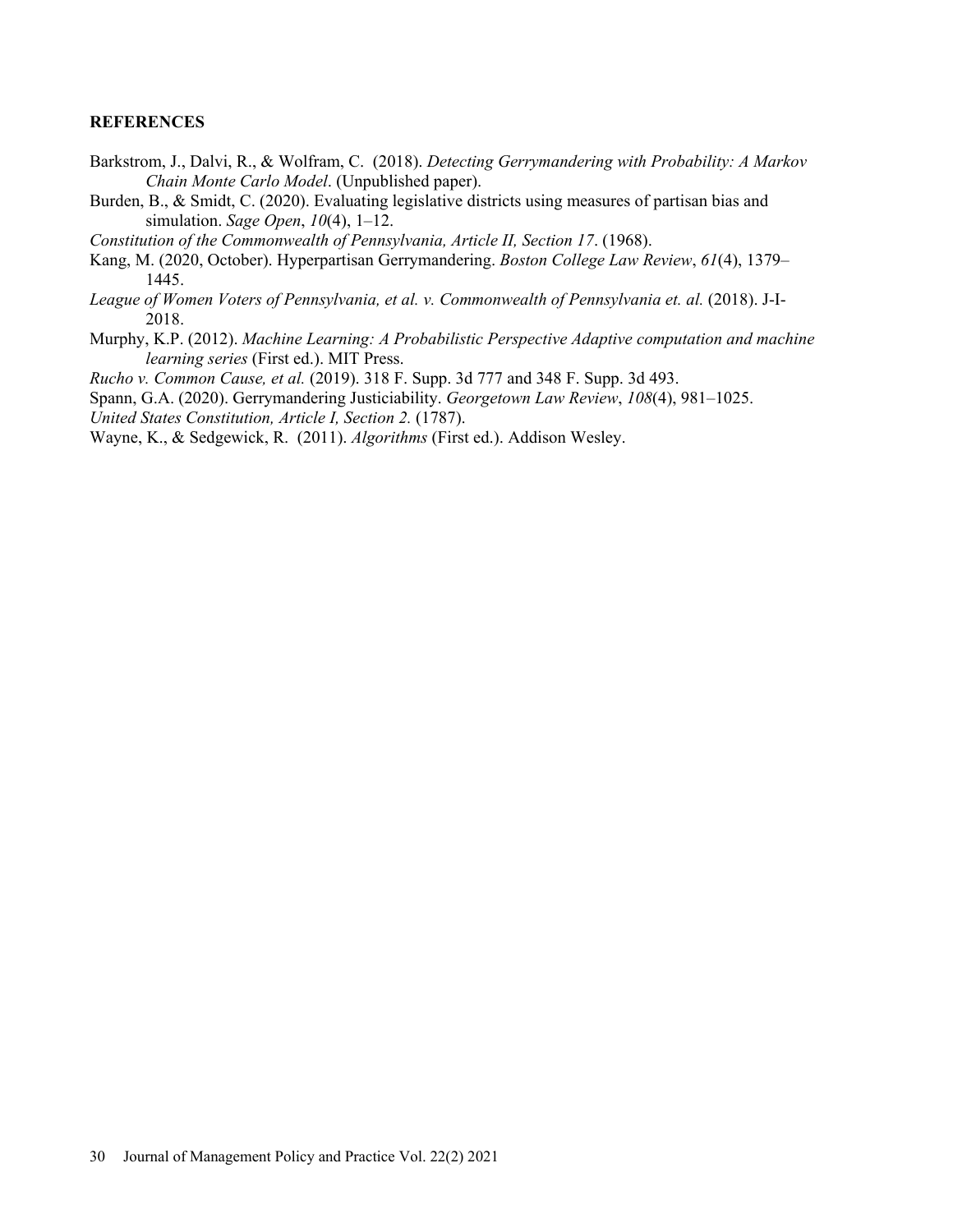## REFERENCES

Barkstrom, J., Dalvi, R., & Wolfram, C. (2018). *Detecting Gerrymandering with Probability: A Markov Chain Monte Carlo Model*. (Unpublished paper).

Burden, B., & Smidt, C. (2020). Evaluating legislative districts using measures of partisan bias and simulation. *Sage Open*, *10*(4), 1–12.

*Constitution of the Commonwealth of Pennsylvania, Article II, Section 17*. (1968).

Kang, M. (2020, October). Hyperpartisan Gerrymandering. *Boston College Law Review*, *61*(4), 1379–1445.

*League of Women Voters of Pennsylvania, et al. v. Commonwealth of Pennsylvania et. al.* (2018). J-I-2018.

Murphy, K.P. (2012). *Machine Learning: A Probabilistic Perspective Adaptive computation and machine learning series* (First ed.). MIT Press.

*Rucho v. Common Cause, et al.* (2019). 318 F. Supp. 3d 777 and 348 F. Supp. 3d 493.

Spann, G.A. (2020). Gerrymandering Justiciability. *Georgetown Law Review*, *108*(4), 981–1025.

*United States Constitution, Article I, Section 2.* (1787).

Wayne, K., & Sedgewick, R. (2011). *Algorithms* (First ed.). Addison Wesley.